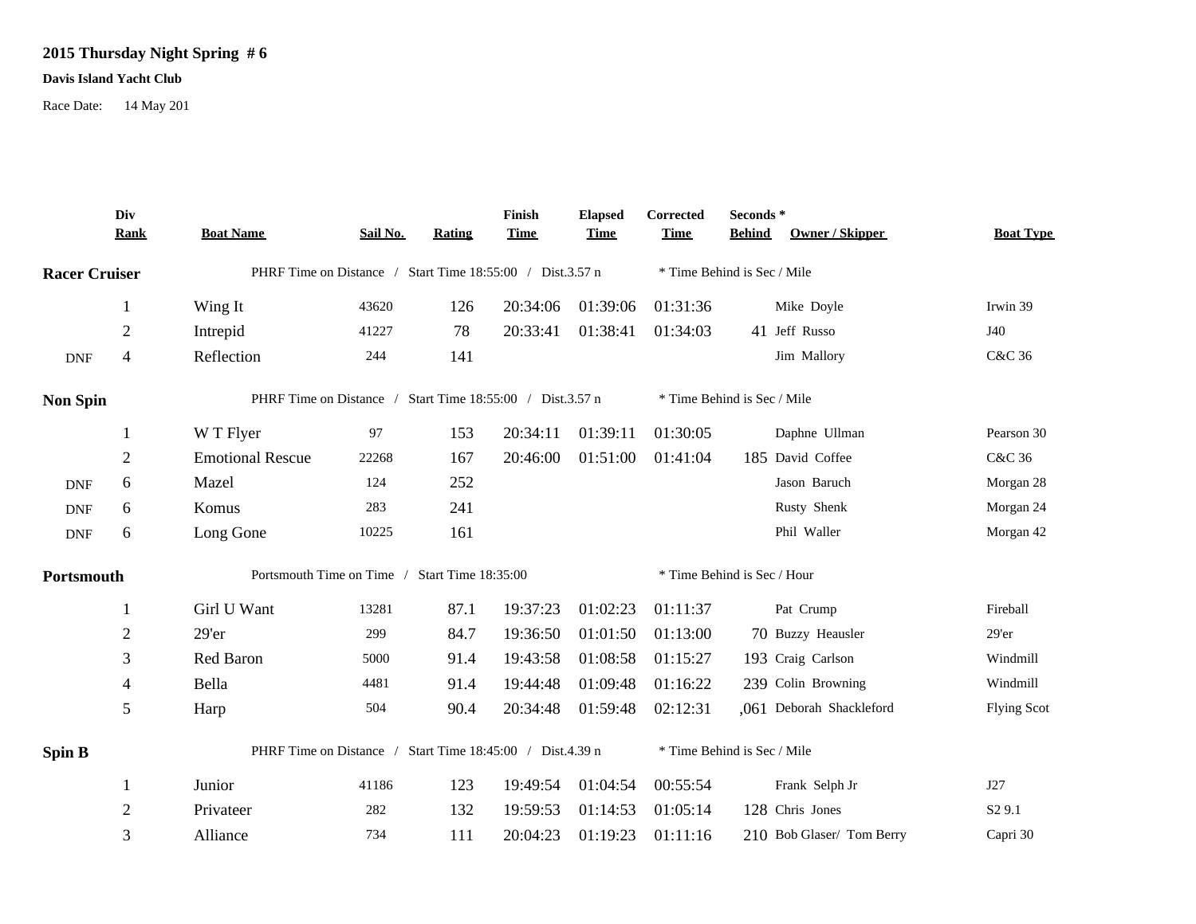**2015 Thursday Night Spring # 6**

**Davis Island Yacht Club**

Race Date: 14 May 201

| | Div Rank | Boat Name | Sail No. | Rating | Finish Time | Elapsed Time | Corrected Time | Seconds * Behind | Owner / Skipper | Boat Type |
|---|---|---|---|---|---|---|---|---|---|---|
| **Racer Cruiser** | | PHRF Time on Distance / Start Time 18:55:00 / Dist.3.57 n | | | | | * Time Behind is Sec / Mile | | | |
| | 1 | Wing It | 43620 | 126 | 20:34:06 | 01:39:06 | 01:31:36 | | Mike Doyle | Irwin 39 |
| | 2 | Intrepid | 41227 | 78 | 20:33:41 | 01:38:41 | 01:34:03 | 41 | Jeff Russo | J40 |
| DNF | 4 | Reflection | 244 | 141 | | | | | Jim Mallory | C&C 36 |
| **Non Spin** | | PHRF Time on Distance / Start Time 18:55:00 / Dist.3.57 n | | | | | * Time Behind is Sec / Mile | | | |
| | 1 | W T Flyer | 97 | 153 | 20:34:11 | 01:39:11 | 01:30:05 | | Daphne Ullman | Pearson 30 |
| | 2 | Emotional Rescue | 22268 | 167 | 20:46:00 | 01:51:00 | 01:41:04 | 185 | David Coffee | C&C 36 |
| DNF | 6 | Mazel | 124 | 252 | | | | | Jason Baruch | Morgan 28 |
| DNF | 6 | Komus | 283 | 241 | | | | | Rusty Shenk | Morgan 24 |
| DNF | 6 | Long Gone | 10225 | 161 | | | | | Phil Waller | Morgan 42 |
| **Portsmouth** | | Portsmouth Time on Time / Start Time 18:35:00 | | | | | * Time Behind is Sec / Hour | | | |
| | 1 | Girl U Want | 13281 | 87.1 | 19:37:23 | 01:02:23 | 01:11:37 | | Pat Crump | Fireball |
| | 2 | 29'er | 299 | 84.7 | 19:36:50 | 01:01:50 | 01:13:00 | 70 | Buzzy Heausler | 29'er |
| | 3 | Red Baron | 5000 | 91.4 | 19:43:58 | 01:08:58 | 01:15:27 | 193 | Craig Carlson | Windmill |
| | 4 | Bella | 4481 | 91.4 | 19:44:48 | 01:09:48 | 01:16:22 | 239 | Colin Browning | Windmill |
| | 5 | Harp | 504 | 90.4 | 20:34:48 | 01:59:48 | 02:12:31 | ,061 | Deborah Shackleford | Flying Scot |
| **Spin B** | | PHRF Time on Distance / Start Time 18:45:00 / Dist.4.39 n | | | | | * Time Behind is Sec / Mile | | | |
| | 1 | Junior | 41186 | 123 | 19:49:54 | 01:04:54 | 00:55:54 | | Frank Selph Jr | J27 |
| | 2 | Privateer | 282 | 132 | 19:59:53 | 01:14:53 | 01:05:14 | 128 | Chris Jones | S2 9.1 |
| | 3 | Alliance | 734 | 111 | 20:04:23 | 01:19:23 | 01:11:16 | 210 | Bob Glaser/ Tom Berry | Capri 30 |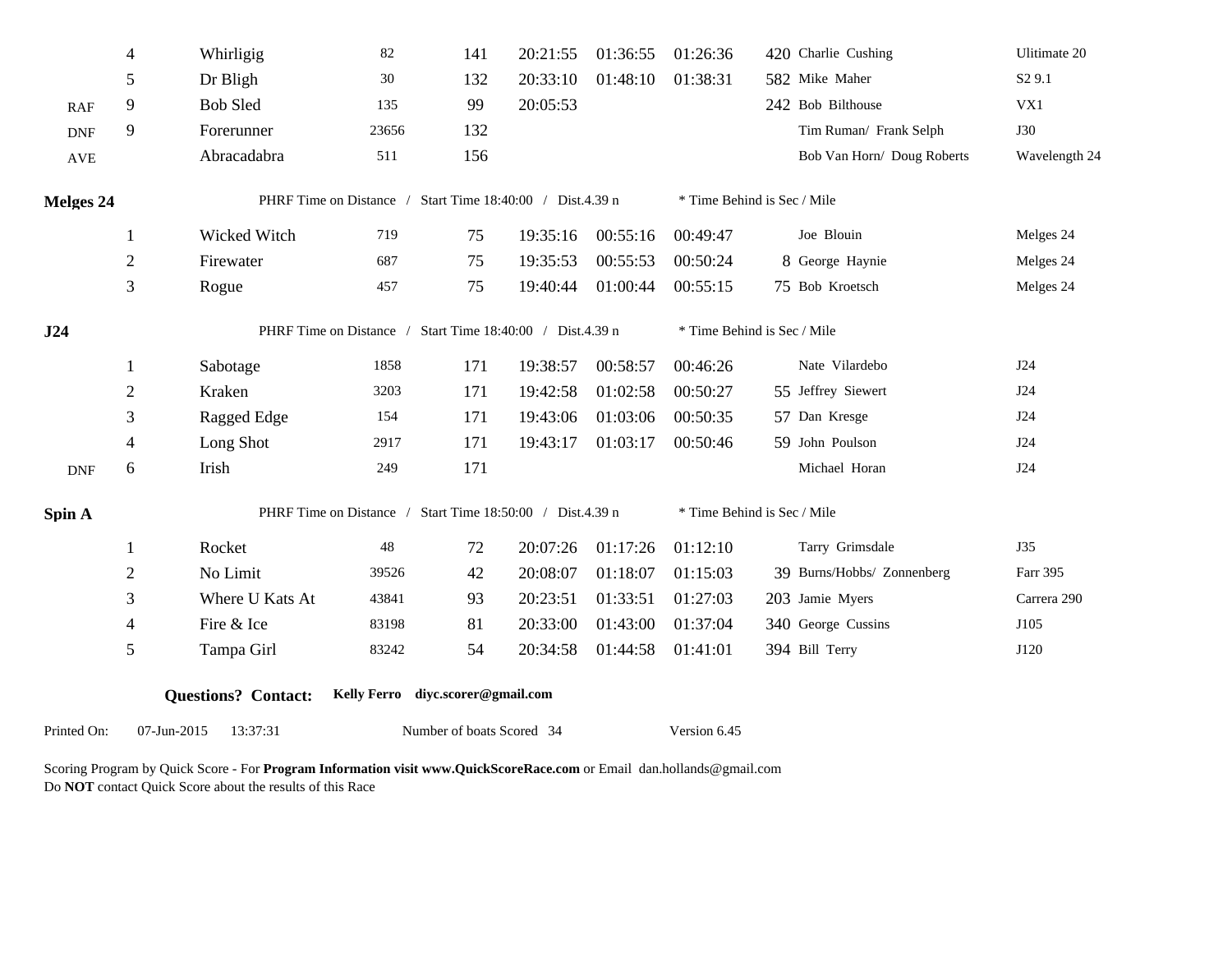| | | | | | | | | | | |
|---|---|---|---|---|---|---|---|---|---|---|
| | 4 | Whirligig | 82 | 141 | 20:21:55 | 01:36:55 | 01:26:36 | 420 | Charlie Cushing | Ulitimate 20 |
| | 5 | Dr Bligh | 30 | 132 | 20:33:10 | 01:48:10 | 01:38:31 | 582 | Mike Maher | S2 9.1 |
| RAF | 9 | Bob Sled | 135 | 99 | 20:05:53 | | | 242 | Bob Bilthouse | VX1 |
| DNF | 9 | Forerunner | 23656 | 132 | | | | | Tim Ruman/ Frank Selph | J30 |
| AVE | | Abracadabra | 511 | 156 | | | | | Bob Van Horn/ Doug Roberts | Wavelength 24 |

**Melges 24** PHRF Time on Distance / Start Time 18:40:00 / Dist.4.39 n * Time Behind is Sec / Mile

| | | | | | | | | | | |
|---|---|---|---|---|---|---|---|---|---|---|
| | 1 | Wicked Witch | 719 | 75 | 19:35:16 | 00:55:16 | 00:49:47 | | Joe Blouin | Melges 24 |
| | 2 | Firewater | 687 | 75 | 19:35:53 | 00:55:53 | 00:50:24 | 8 | George Haynie | Melges 24 |
| | 3 | Rogue | 457 | 75 | 19:40:44 | 01:00:44 | 00:55:15 | 75 | Bob Kroetsch | Melges 24 |

**J24** PHRF Time on Distance / Start Time 18:40:00 / Dist.4.39 n * Time Behind is Sec / Mile

| | | | | | | | | | | |
|---|---|---|---|---|---|---|---|---|---|---|
| | 1 | Sabotage | 1858 | 171 | 19:38:57 | 00:58:57 | 00:46:26 | | Nate Vilardebo | J24 |
| | 2 | Kraken | 3203 | 171 | 19:42:58 | 01:02:58 | 00:50:27 | 55 | Jeffrey Siewert | J24 |
| | 3 | Ragged Edge | 154 | 171 | 19:43:06 | 01:03:06 | 00:50:35 | 57 | Dan Kresge | J24 |
| | 4 | Long Shot | 2917 | 171 | 19:43:17 | 01:03:17 | 00:50:46 | 59 | John Poulson | J24 |
| DNF | 6 | Irish | 249 | 171 | | | | | Michael Horan | J24 |

**Spin A** PHRF Time on Distance / Start Time 18:50:00 / Dist.4.39 n * Time Behind is Sec / Mile

| | | | | | | | | | | |
|---|---|---|---|---|---|---|---|---|---|---|
| | 1 | Rocket | 48 | 72 | 20:07:26 | 01:17:26 | 01:12:10 | | Tarry Grimsdale | J35 |
| | 2 | No Limit | 39526 | 42 | 20:08:07 | 01:18:07 | 01:15:03 | 39 | Burns/Hobbs/ Zonnenberg | Farr 395 |
| | 3 | Where U Kats At | 43841 | 93 | 20:23:51 | 01:33:51 | 01:27:03 | 203 | Jamie Myers | Carrera 290 |
| | 4 | Fire & Ice | 83198 | 81 | 20:33:00 | 01:43:00 | 01:37:04 | 340 | George Cussins | J105 |
| | 5 | Tampa Girl | 83242 | 54 | 20:34:58 | 01:44:58 | 01:41:01 | 394 | Bill Terry | J120 |

**Questions? Contact:** **Kelly Ferro diyc.scorer@gmail.com**

Printed On: 07-Jun-2015 13:37:31 Number of boats Scored 34 Version 6.45

Scoring Program by Quick Score - For **Program Information visit www.QuickScoreRace.com** or Email dan.hollands@gmail.com
Do **NOT** contact Quick Score about the results of this Race